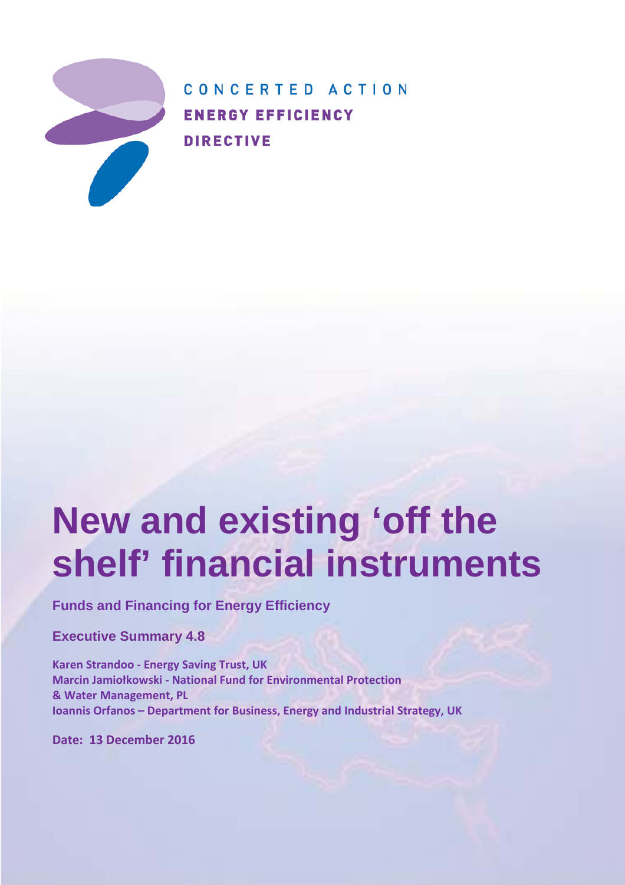CONCERTED ACTION

**ENERGY EFFICIENCY DIRECTIVE**

# New and existing 'off the shelf' financial instruments

**Funds and Financing for Energy Efficiency**

**Executive Summary 4.8**

**Karen Strandoo - Energy Saving Trust, UK**
**Marcin Jamiołkowski - National Fund for Environmental Protection & Water Management, PL**
**Ioannis Orfanos – Department for Business, Energy and Industrial Strategy, UK**

**Date: 13 December 2016**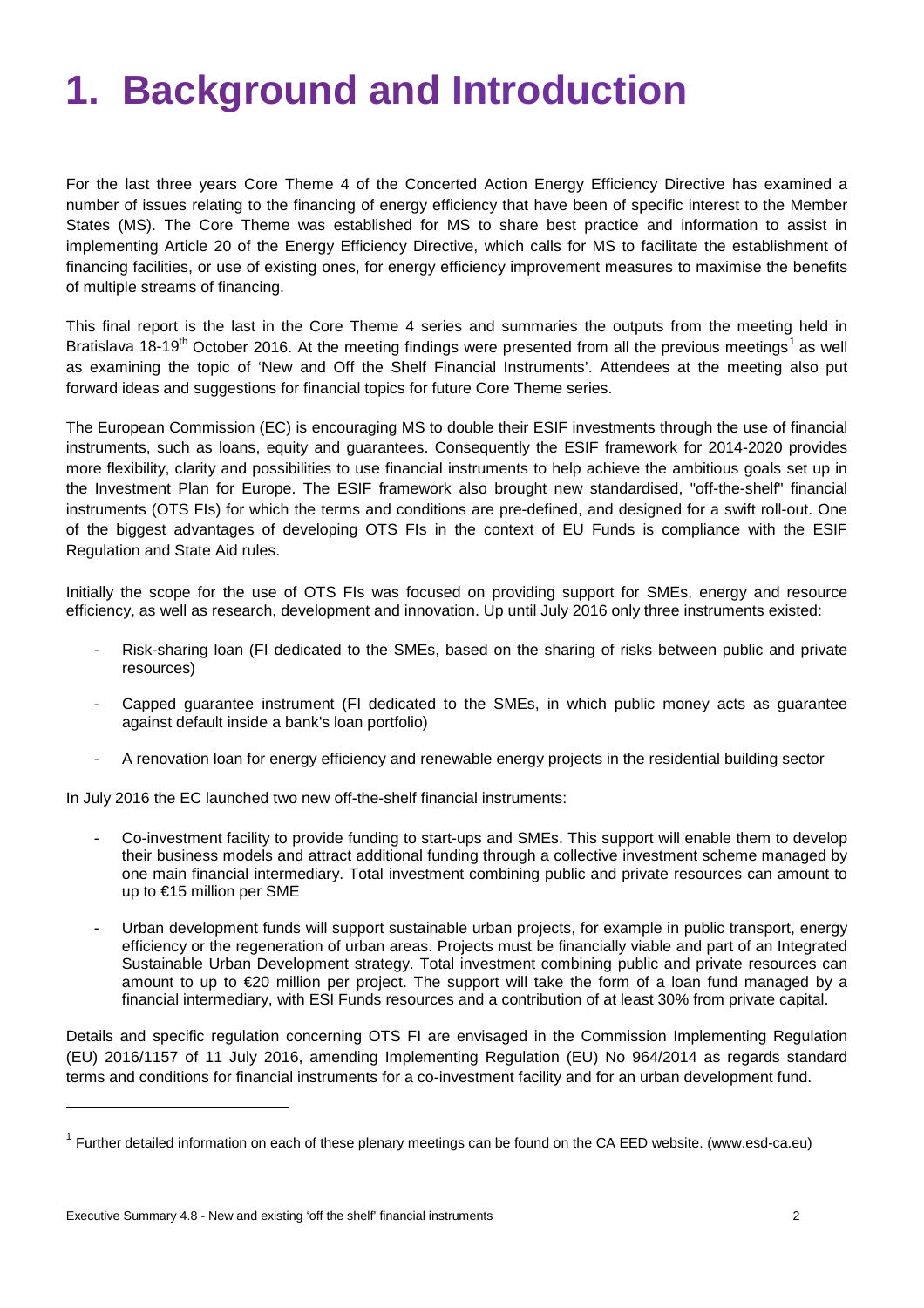# 1. Background and Introduction

For the last three years Core Theme 4 of the Concerted Action Energy Efficiency Directive has examined a number of issues relating to the financing of energy efficiency that have been of specific interest to the Member States (MS). The Core Theme was established for MS to share best practice and information to assist in implementing Article 20 of the Energy Efficiency Directive, which calls for MS to facilitate the establishment of financing facilities, or use of existing ones, for energy efficiency improvement measures to maximise the benefits of multiple streams of financing.

This final report is the last in the Core Theme 4 series and summaries the outputs from the meeting held in Bratislava 18-19th October 2016. At the meeting findings were presented from all the previous meetings[1] as well as examining the topic of 'New and Off the Shelf Financial Instruments'. Attendees at the meeting also put forward ideas and suggestions for financial topics for future Core Theme series.

The European Commission (EC) is encouraging MS to double their ESIF investments through the use of financial instruments, such as loans, equity and guarantees. Consequently the ESIF framework for 2014-2020 provides more flexibility, clarity and possibilities to use financial instruments to help achieve the ambitious goals set up in the Investment Plan for Europe. The ESIF framework also brought new standardised, "off-the-shelf" financial instruments (OTS FIs) for which the terms and conditions are pre-defined, and designed for a swift roll-out. One of the biggest advantages of developing OTS FIs in the context of EU Funds is compliance with the ESIF Regulation and State Aid rules.

Initially the scope for the use of OTS FIs was focused on providing support for SMEs, energy and resource efficiency, as well as research, development and innovation. Up until July 2016 only three instruments existed:

- Risk-sharing loan (FI dedicated to the SMEs, based on the sharing of risks between public and private resources)
- Capped guarantee instrument (FI dedicated to the SMEs, in which public money acts as guarantee against default inside a bank's loan portfolio)
- A renovation loan for energy efficiency and renewable energy projects in the residential building sector

In July 2016 the EC launched two new off-the-shelf financial instruments:

- Co-investment facility to provide funding to start-ups and SMEs. This support will enable them to develop their business models and attract additional funding through a collective investment scheme managed by one main financial intermediary. Total investment combining public and private resources can amount to up to €15 million per SME
- Urban development funds will support sustainable urban projects, for example in public transport, energy efficiency or the regeneration of urban areas. Projects must be financially viable and part of an Integrated Sustainable Urban Development strategy. Total investment combining public and private resources can amount to up to €20 million per project. The support will take the form of a loan fund managed by a financial intermediary, with ESI Funds resources and a contribution of at least 30% from private capital.

Details and specific regulation concerning OTS FI are envisaged in the Commission Implementing Regulation (EU) 2016/1157 of 11 July 2016, amending Implementing Regulation (EU) No 964/2014 as regards standard terms and conditions for financial instruments for a co-investment facility and for an urban development fund.

---

[1] Further detailed information on each of these plenary meetings can be found on the CA EED website. (www.esd-ca.eu)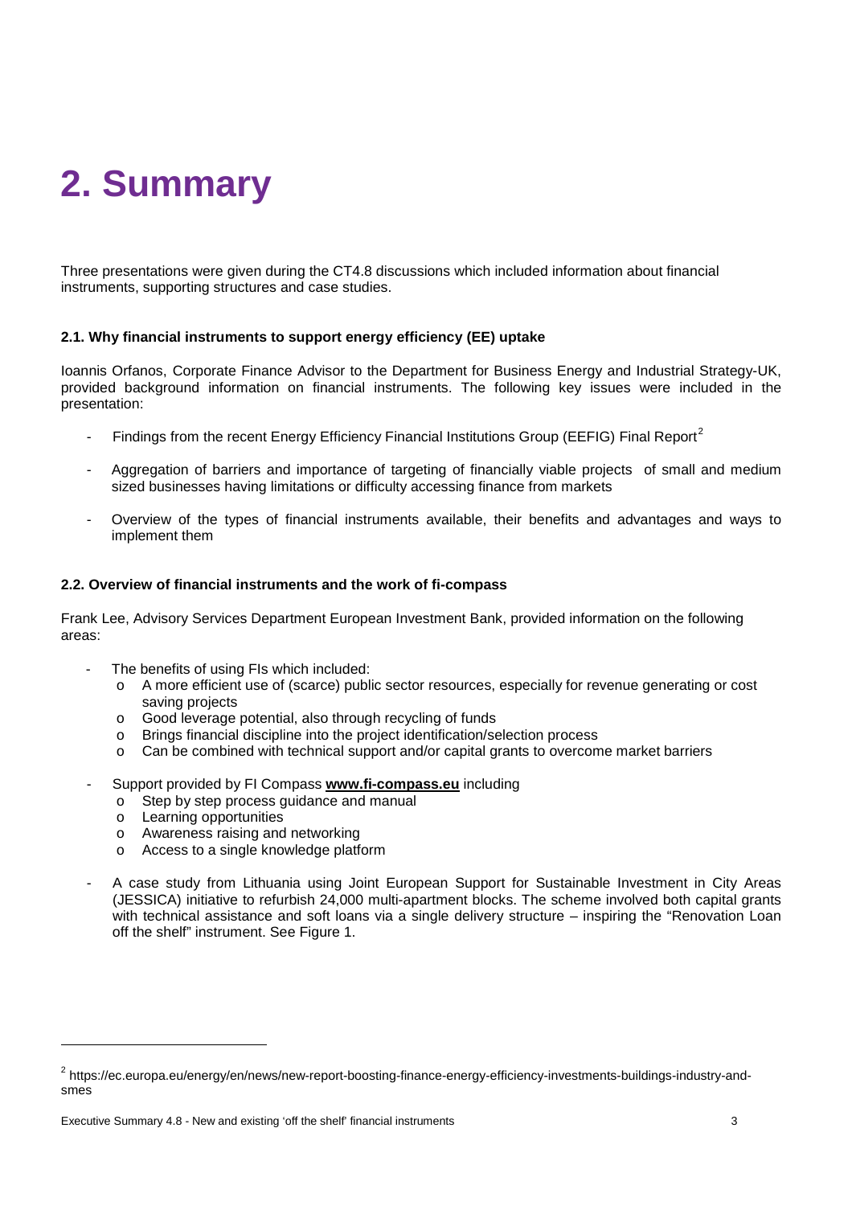# 2. Summary

Three presentations were given during the CT4.8 discussions which included information about financial instruments, supporting structures and case studies.

### 2.1. Why financial instruments to support energy efficiency (EE) uptake

Ioannis Orfanos, Corporate Finance Advisor to the Department for Business Energy and Industrial Strategy-UK, provided background information on financial instruments. The following key issues were included in the presentation:

- Findings from the recent Energy Efficiency Financial Institutions Group (EEFIG) Final Report[2]
- Aggregation of barriers and importance of targeting of financially viable projects of small and medium sized businesses having limitations or difficulty accessing finance from markets
- Overview of the types of financial instruments available, their benefits and advantages and ways to implement them

### 2.2. Overview of financial instruments and the work of fi-compass

Frank Lee, Advisory Services Department European Investment Bank, provided information on the following areas:

- The benefits of using FIs which included:
  - A more efficient use of (scarce) public sector resources, especially for revenue generating or cost saving projects
  - Good leverage potential, also through recycling of funds
  - Brings financial discipline into the project identification/selection process
  - Can be combined with technical support and/or capital grants to overcome market barriers
- Support provided by FI Compass **www.fi-compass.eu** including
  - Step by step process guidance and manual
  - Learning opportunities
  - Awareness raising and networking
  - Access to a single knowledge platform
- A case study from Lithuania using Joint European Support for Sustainable Investment in City Areas (JESSICA) initiative to refurbish 24,000 multi-apartment blocks. The scheme involved both capital grants with technical assistance and soft loans via a single delivery structure – inspiring the "Renovation Loan off the shelf" instrument. See Figure 1.

---

[2] https://ec.europa.eu/energy/en/news/new-report-boosting-finance-energy-efficiency-investments-buildings-industry-and-smes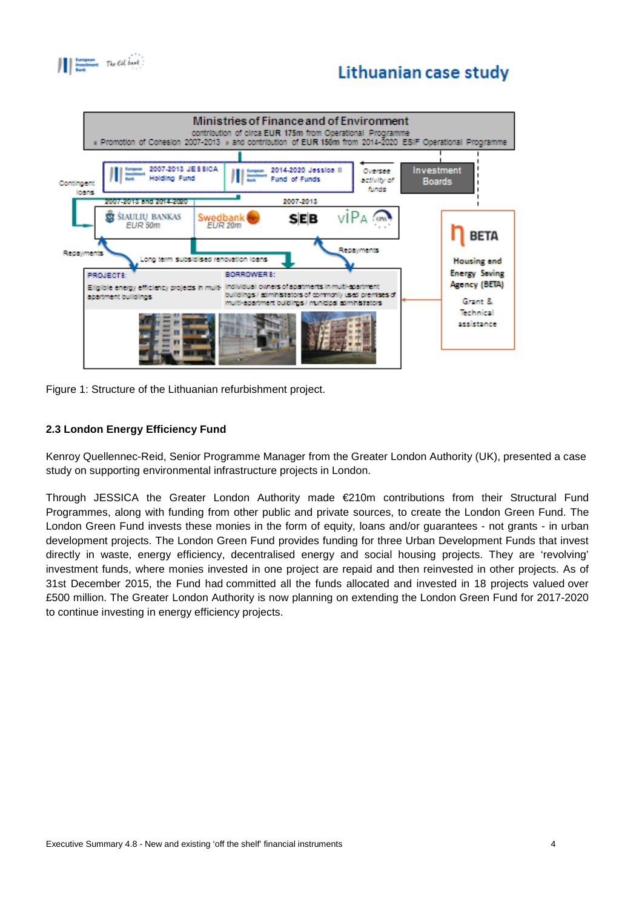Figure 1: Structure of the Lithuanian refurbishment project.

### 2.3 London Energy Efficiency Fund

Kenroy Quellennec-Reid, Senior Programme Manager from the Greater London Authority (UK), presented a case study on supporting environmental infrastructure projects in London.

Through JESSICA the Greater London Authority made €210m contributions from their Structural Fund Programmes, along with funding from other public and private sources, to create the London Green Fund. The London Green Fund invests these monies in the form of equity, loans and/or guarantees - not grants - in urban development projects. The London Green Fund provides funding for three Urban Development Funds that invest directly in waste, energy efficiency, decentralised energy and social housing projects. They are 'revolving' investment funds, where monies invested in one project are repaid and then reinvested in other projects. As of 31st December 2015, the Fund had committed all the funds allocated and invested in 18 projects valued over £500 million. The Greater London Authority is now planning on extending the London Green Fund for 2017-2020 to continue investing in energy efficiency projects.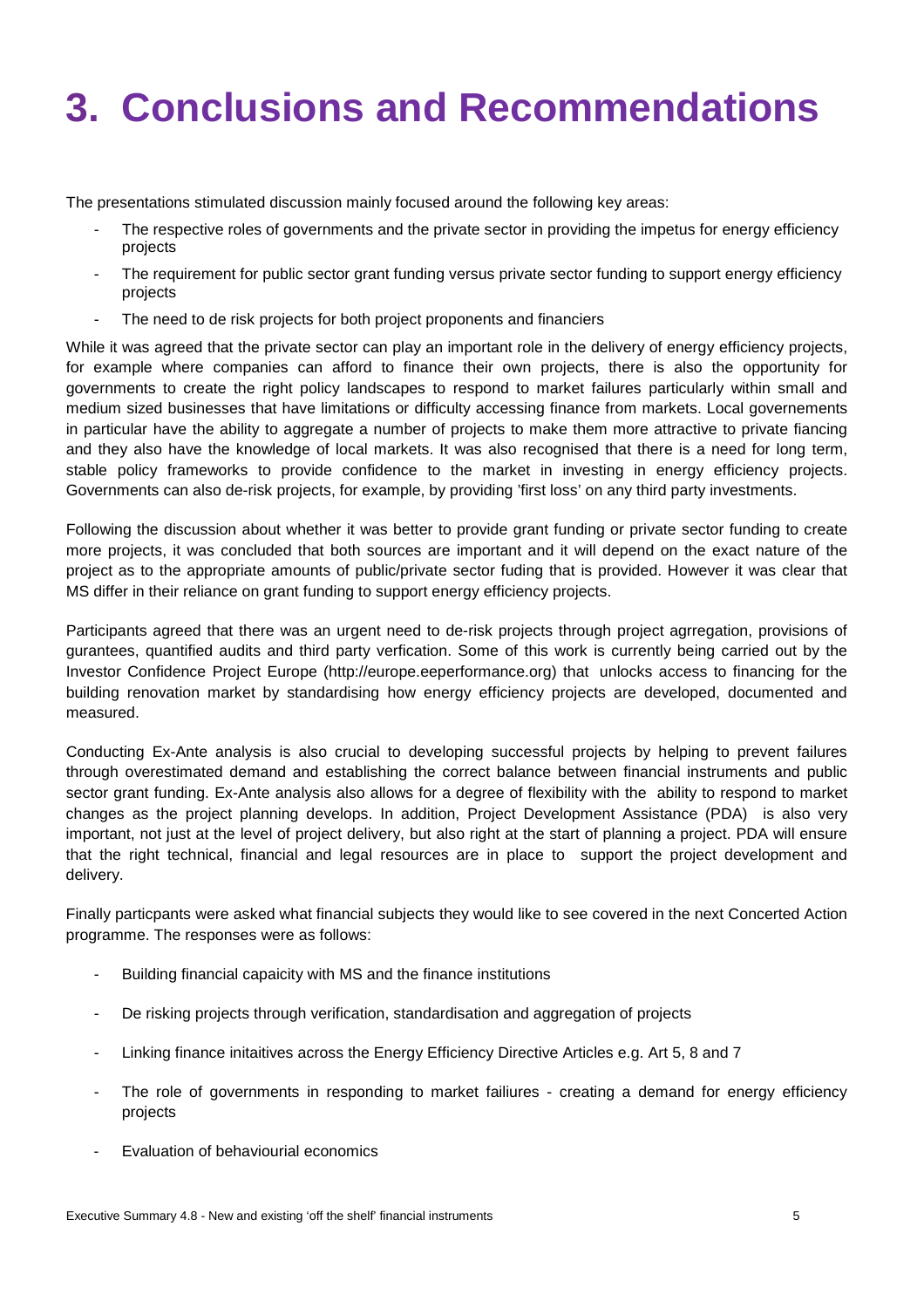# 3. Conclusions and Recommendations

The presentations stimulated discussion mainly focused around the following key areas:

- The respective roles of governments and the private sector in providing the impetus for energy efficiency projects
- The requirement for public sector grant funding versus private sector funding to support energy efficiency projects
- The need to de risk projects for both project proponents and financiers

While it was agreed that the private sector can play an important role in the delivery of energy efficiency projects, for example where companies can afford to finance their own projects, there is also the opportunity for governments to create the right policy landscapes to respond to market failures particularly within small and medium sized businesses that have limitations or difficulty accessing finance from markets. Local governements in particular have the ability to aggregate a number of projects to make them more attractive to private fiancing and they also have the knowledge of local markets. It was also recognised that there is a need for long term, stable policy frameworks to provide confidence to the market in investing in energy efficiency projects. Governments can also de-risk projects, for example, by providing 'first loss' on any third party investments.

Following the discussion about whether it was better to provide grant funding or private sector funding to create more projects, it was concluded that both sources are important and it will depend on the exact nature of the project as to the appropriate amounts of public/private sector fuding that is provided. However it was clear that MS differ in their reliance on grant funding to support energy efficiency projects.

Participants agreed that there was an urgent need to de-risk projects through project agrregation, provisions of gurantees, quantified audits and third party verfication. Some of this work is currently being carried out by the Investor Confidence Project Europe (http://europe.eeperformance.org) that unlocks access to financing for the building renovation market by standardising how energy efficiency projects are developed, documented and measured.

Conducting Ex-Ante analysis is also crucial to developing successful projects by helping to prevent failures through overestimated demand and establishing the correct balance between financial instruments and public sector grant funding. Ex-Ante analysis also allows for a degree of flexibility with the ability to respond to market changes as the project planning develops. In addition, Project Development Assistance (PDA) is also very important, not just at the level of project delivery, but also right at the start of planning a project. PDA will ensure that the right technical, financial and legal resources are in place to support the project development and delivery.

Finally particpants were asked what financial subjects they would like to see covered in the next Concerted Action programme. The responses were as follows:

- Building financial capaicity with MS and the finance institutions
- De risking projects through verification, standardisation and aggregation of projects
- Linking finance initaitives across the Energy Efficiency Directive Articles e.g. Art 5, 8 and 7
- The role of governments in responding to market failiures - creating a demand for energy efficiency projects
- Evaluation of behaviourial economics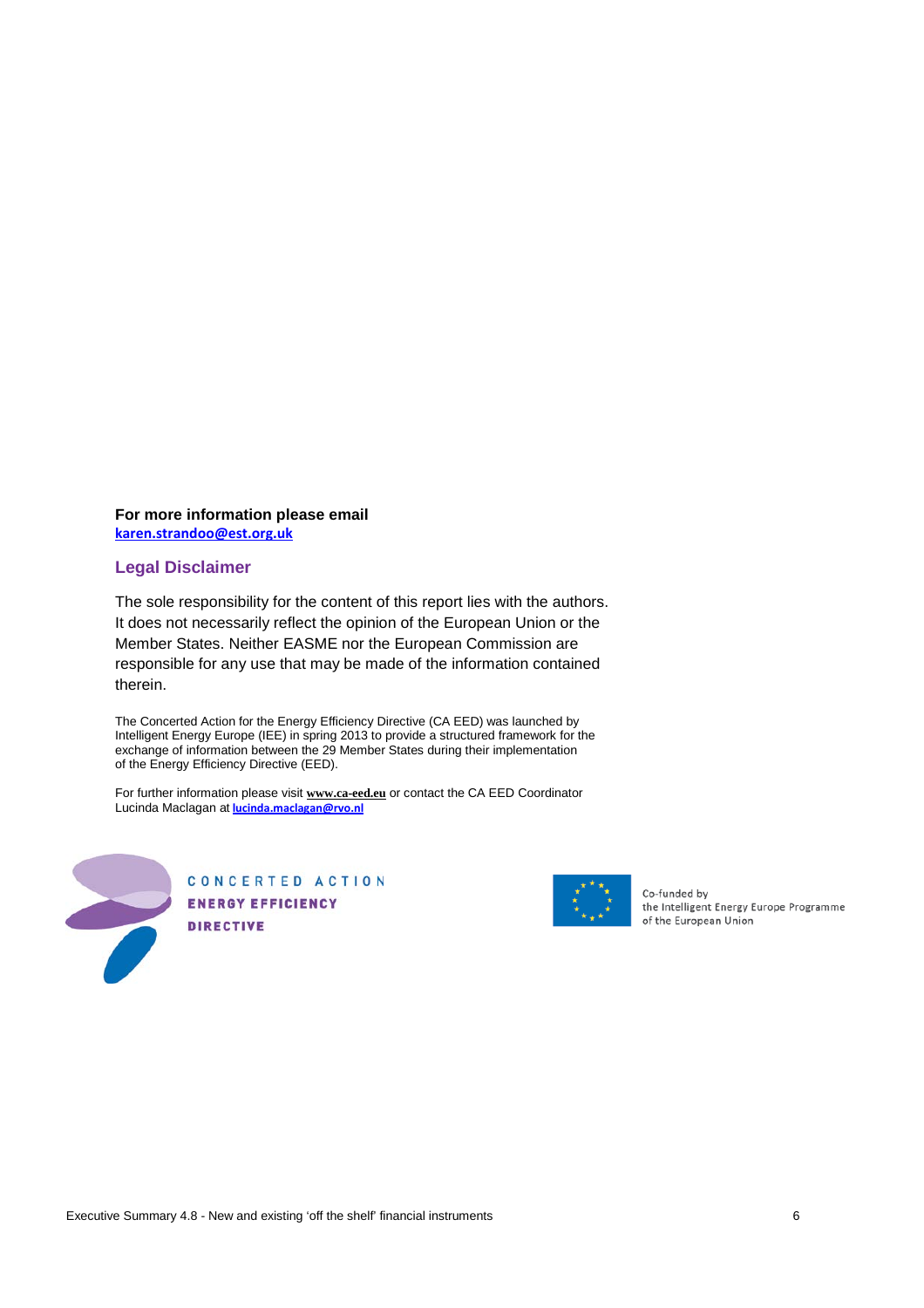**For more information please email**
**karen.strandoo@est.org.uk**

## Legal Disclaimer

The sole responsibility for the content of this report lies with the authors. It does not necessarily reflect the opinion of the European Union or the Member States. Neither EASME nor the European Commission are responsible for any use that may be made of the information contained therein.

The Concerted Action for the Energy Efficiency Directive (CA EED) was launched by Intelligent Energy Europe (IEE) in spring 2013 to provide a structured framework for the exchange of information between the 29 Member States during their implementation of the Energy Efficiency Directive (EED).

For further information please visit **www.ca-eed.eu** or contact the CA EED Coordinator Lucinda Maclagan at **lucinda.maclagan@rvo.nl**

CONCERTED ACTION
ENERGY EFFICIENCY
DIRECTIVE

Co-funded by
the Intelligent Energy Europe Programme
of the European Union